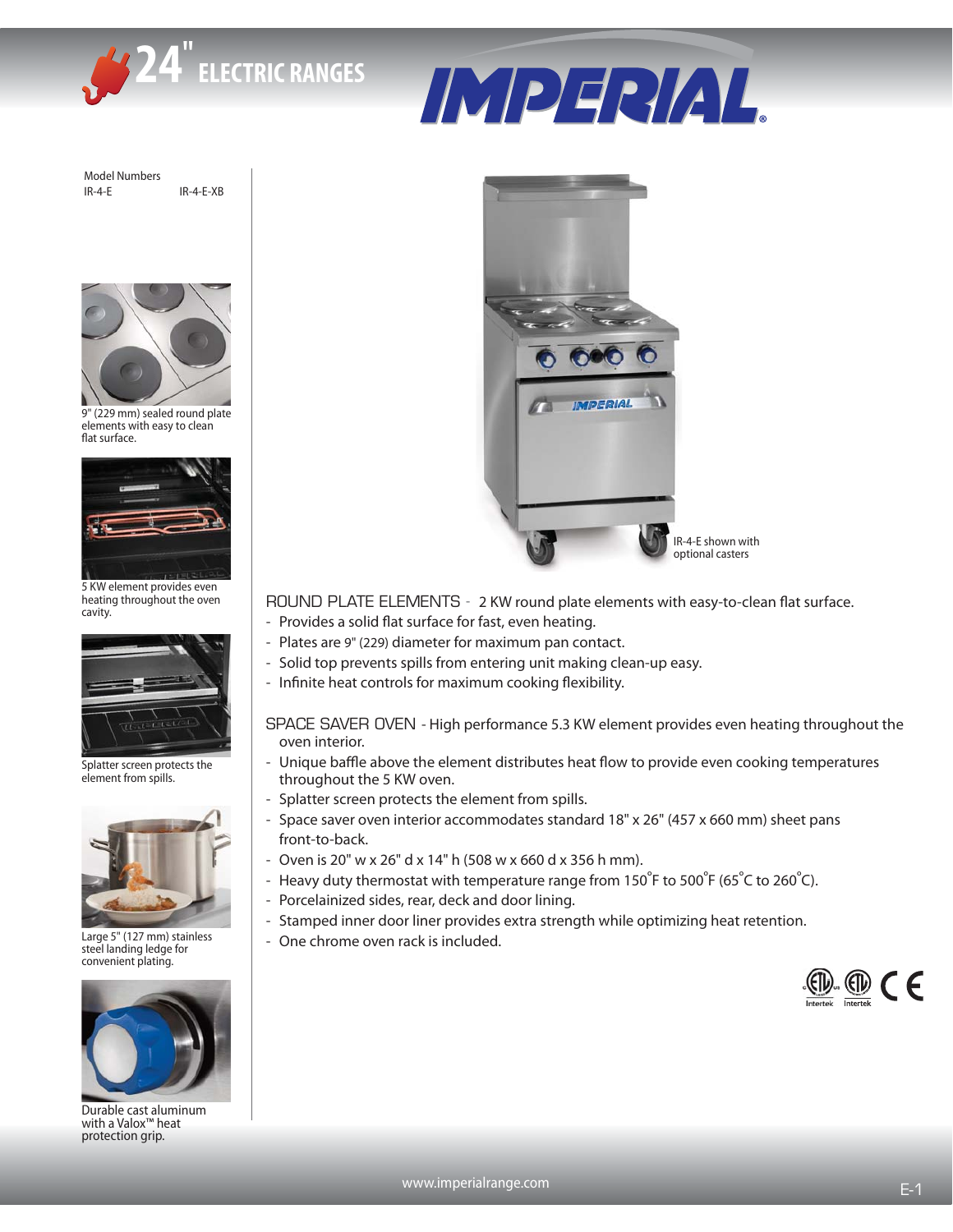# 24" ELECTRIC RANGES

# IMPERIAL

Model Numbers

IR-4-E IR-4-E-XB

9" (229 mm) sealed round plate elements with easy to clean flat surface.

5 KW element provides even heating throughout the oven cavity.

Splatter screen protects the element from spills.

Large 5" (127 mm) stainless steel landing ledge for convenient plating.

Durable cast aluminum with a Valox™ heat protection grip.

IR-4-E shown with optional casters

ROUND PLATE ELEMENTS - 2 KW round plate elements with easy-to-clean flat surface.

- Provides a solid flat surface for fast, even heating.
- Plates are 9" (229) diameter for maximum pan contact.
- Solid top prevents spills from entering unit making clean-up easy.
- Infinite heat controls for maximum cooking flexibility.

SPACE SAVER OVEN - High performance 5.3 KW element provides even heating throughout the oven interior.

- Unique baffle above the element distributes heat flow to provide even cooking temperatures throughout the 5 KW oven.
- Splatter screen protects the element from spills.
- Space saver oven interior accommodates standard 18" x 26" (457 x 660 mm) sheet pans front-to-back.
- Oven is 20" w x 26" d x 14" h (508 w x 660 d x 356 h mm).
- Heavy duty thermostat with temperature range from 150˚F to 500˚F (65˚C to 260˚C).
- Porcelainized sides, rear, deck and door lining.
- Stamped inner door liner provides extra strength while optimizing heat retention.
- One chrome oven rack is included.

www.imperialrange.com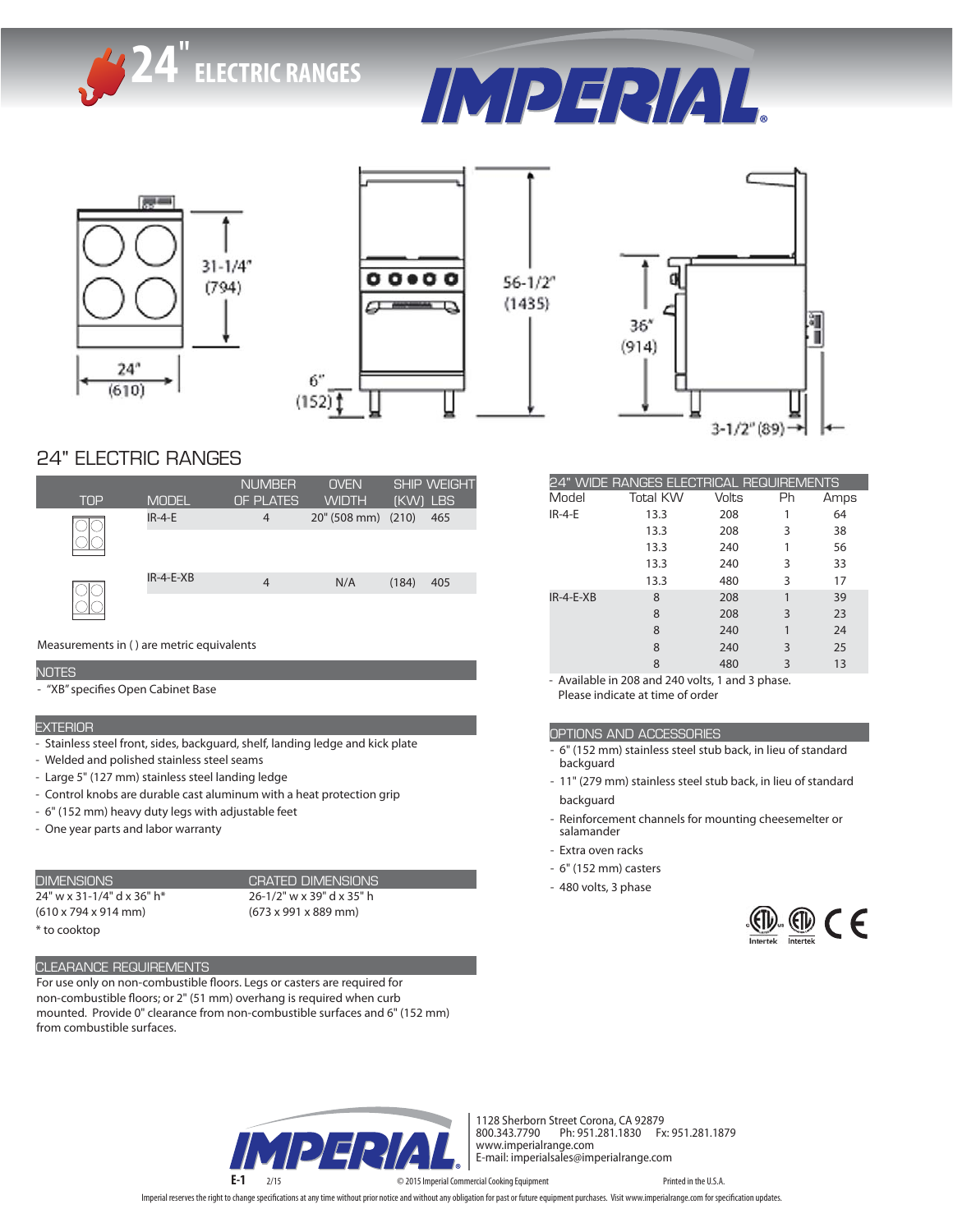# 24" ELECTRIC RANGES

IMPERIAL

31-1/4"
(794)

24"
(610)

6"
(152)

56-1/2"
(1435)

36"
(914)

3-1/2" (89)

## 24" ELECTRIC RANGES

| TOP | MODEL | NUMBER OF PLATES | OVEN WIDTH | SHIP WEIGHT (KW) | LBS |
|---|---|---|---|---|---|
| | IR-4-E | 4 | 20" (508 mm) | (210) | 465 |
| | IR-4-E-XB | 4 | N/A | (184) | 405 |

Measurements in ( ) are metric equivalents

### NOTES

- "XB" specifies Open Cabinet Base

### EXTERIOR

- Stainless steel front, sides, backguard, shelf, landing ledge and kick plate
- Welded and polished stainless steel seams
- Large 5" (127 mm) stainless steel landing ledge
- Control knobs are durable cast aluminum with a heat protection grip
- 6" (152 mm) heavy duty legs with adjustable feet
- One year parts and labor warranty

### DIMENSIONS

24" w x 31-1/4" d x 36" h*
(610 x 794 x 914 mm)
* to cooktop

### CRATED DIMENSIONS

26-1/2" w x 39" d x 35" h
(673 x 991 x 889 mm)

### CLEARANCE REQUIREMENTS

For use only on non-combustible floors. Legs or casters are required for non-combustible floors; or 2" (51 mm) overhang is required when curb mounted. Provide 0" clearance from non-combustible surfaces and 6" (152 mm) from combustible surfaces.

### 24" WIDE RANGES ELECTRICAL REQUIREMENTS

| Model | Total KW | Volts | Ph | Amps |
|---|---|---|---|---|
| IR-4-E | 13.3 | 208 | 1 | 64 |
| | 13.3 | 208 | 3 | 38 |
| | 13.3 | 240 | 1 | 56 |
| | 13.3 | 240 | 3 | 33 |
| | 13.3 | 480 | 3 | 17 |
| IR-4-E-XB | 8 | 208 | 1 | 39 |
| | 8 | 208 | 3 | 23 |
| | 8 | 240 | 1 | 24 |
| | 8 | 240 | 3 | 25 |
| | 8 | 480 | 3 | 13 |

- Available in 208 and 240 volts, 1 and 3 phase. Please indicate at time of order

### OPTIONS AND ACCESSORIES

- 6" (152 mm) stainless steel stub back, in lieu of standard backguard
- 11" (279 mm) stainless steel stub back, in lieu of standard backguard
- Reinforcement channels for mounting cheesemelter or salamander
- Extra oven racks
- 6" (152 mm) casters
- 480 volts, 3 phase

Intertek Intertek CE

IMPERIAL

1128 Sherborn Street Corona, CA 92879
800.343.7790 Ph: 951.281.1830 Fx: 951.281.1879
www.imperialrange.com
E-mail: imperialsales@imperialrange.com

E-1 2/15 © 2015 Imperial Commercial Cooking Equipment Printed in the U.S.A.

Imperial reserves the right to change specifications at any time without prior notice and without any obligation for past or future equipment purchases. Visit www.imperialrange.com for specification updates.